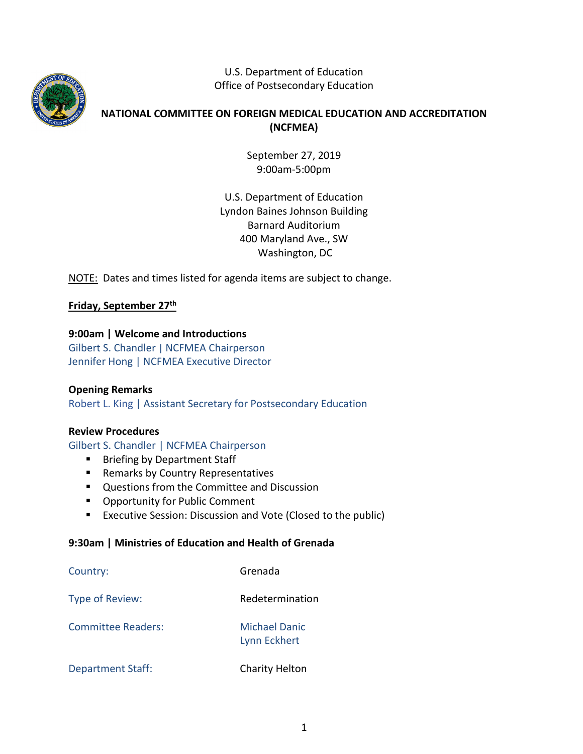U.S. Department of Education
Office of Postsecondary Education

# NATIONAL COMMITTEE ON FOREIGN MEDICAL EDUCATION AND ACCREDITATION (NCFMEA)

September 27, 2019
9:00am-5:00pm

U.S. Department of Education
Lyndon Baines Johnson Building
Barnard Auditorium
400 Maryland Ave., SW
Washington, DC

NOTE: Dates and times listed for agenda items are subject to change.

## Friday, September 27th

**9:00am | Welcome and Introductions**
Gilbert S. Chandler | NCFMEA Chairperson
Jennifer Hong | NCFMEA Executive Director

**Opening Remarks**
Robert L. King | Assistant Secretary for Postsecondary Education

**Review Procedures**
Gilbert S. Chandler | NCFMEA Chairperson

- Briefing by Department Staff
- Remarks by Country Representatives
- Questions from the Committee and Discussion
- Opportunity for Public Comment
- Executive Session: Discussion and Vote (Closed to the public)

**9:30am | Ministries of Education and Health of Grenada**

| | |
|---|---|
| Country: | Grenada |
| Type of Review: | Redetermination |
| Committee Readers: | Michael Danic<br>Lynn Eckhert |
| Department Staff: | Charity Helton |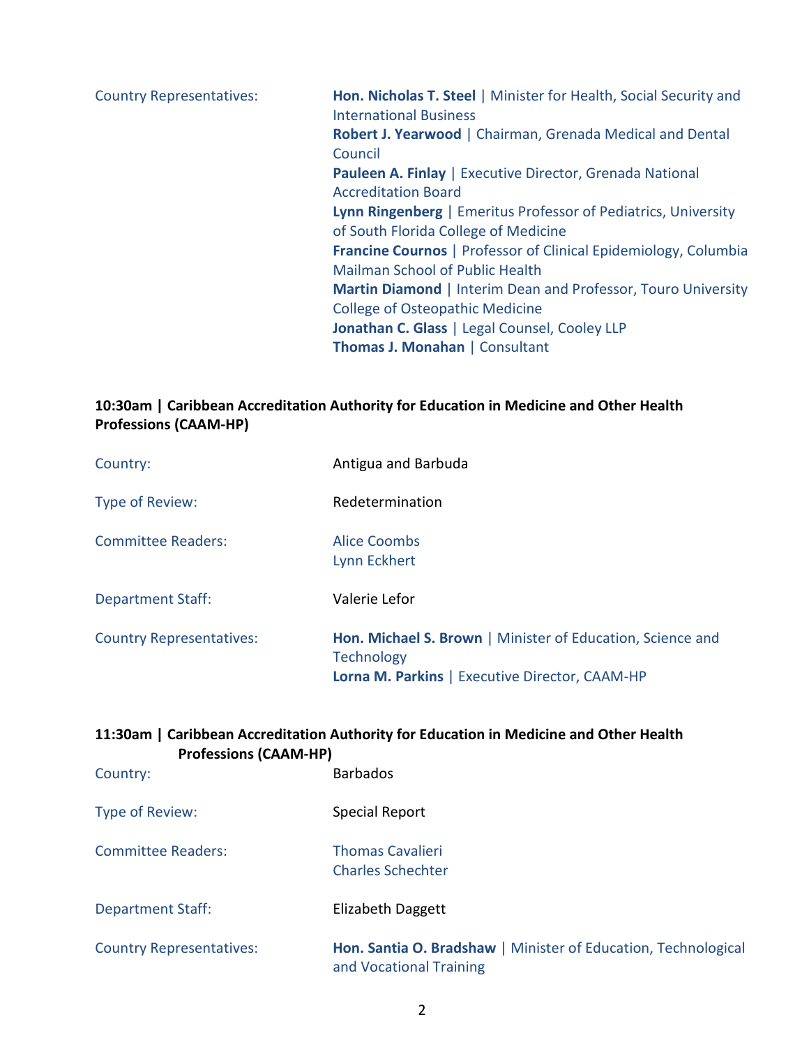Country Representatives:

**Hon. Nicholas T. Steel** | Minister for Health, Social Security and International Business
**Robert J. Yearwood** | Chairman, Grenada Medical and Dental Council
**Pauleen A. Finlay** | Executive Director, Grenada National Accreditation Board
**Lynn Ringenberg** | Emeritus Professor of Pediatrics, University of South Florida College of Medicine
**Francine Cournos** | Professor of Clinical Epidemiology, Columbia Mailman School of Public Health
**Martin Diamond** | Interim Dean and Professor, Touro University College of Osteopathic Medicine
**Jonathan C. Glass** | Legal Counsel, Cooley LLP
**Thomas J. Monahan** | Consultant

**10:30am | Caribbean Accreditation Authority for Education in Medicine and Other Health Professions (CAAM-HP)**

Country: Antigua and Barbuda

Type of Review: Redetermination

Committee Readers: Alice Coombs
Lynn Eckhert

Department Staff: Valerie Lefor

Country Representatives:

**Hon. Michael S. Brown** | Minister of Education, Science and Technology
**Lorna M. Parkins** | Executive Director, CAAM-HP

**11:30am | Caribbean Accreditation Authority for Education in Medicine and Other Health Professions (CAAM-HP)**

Country: Barbados

Type of Review: Special Report

Committee Readers: Thomas Cavalieri
Charles Schechter

Department Staff: Elizabeth Daggett

Country Representatives:

**Hon. Santia O. Bradshaw** | Minister of Education, Technological and Vocational Training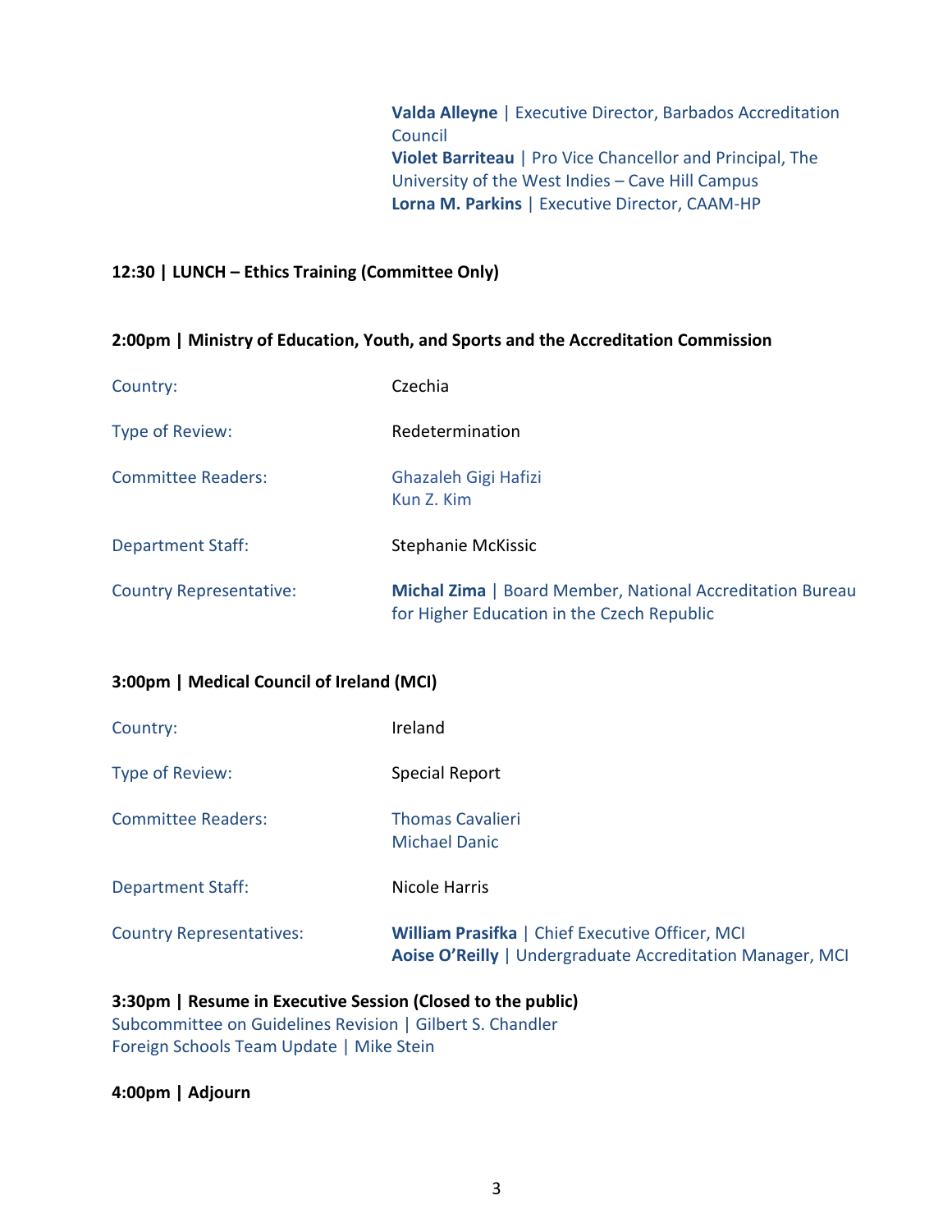**Valda Alleyne** | Executive Director, Barbados Accreditation Council
**Violet Barriteau** | Pro Vice Chancellor and Principal, The University of the West Indies – Cave Hill Campus
**Lorna M. Parkins** | Executive Director, CAAM-HP

**12:30 | LUNCH – Ethics Training (Committee Only)**

**2:00pm | Ministry of Education, Youth, and Sports and the Accreditation Commission**

| | |
|---|---|
| Country: | Czechia |
| Type of Review: | Redetermination |
| Committee Readers: | Ghazaleh Gigi Hafizi<br>Kun Z. Kim |
| Department Staff: | Stephanie McKissic |
| Country Representative: | **Michal Zima** \| Board Member, National Accreditation Bureau for Higher Education in the Czech Republic |

**3:00pm | Medical Council of Ireland (MCI)**

| | |
|---|---|
| Country: | Ireland |
| Type of Review: | Special Report |
| Committee Readers: | Thomas Cavalieri<br>Michael Danic |
| Department Staff: | Nicole Harris |
| Country Representatives: | **William Prasifka** \| Chief Executive Officer, MCI<br>**Aoise O'Reilly** \| Undergraduate Accreditation Manager, MCI |

**3:30pm | Resume in Executive Session (Closed to the public)**
Subcommittee on Guidelines Revision | Gilbert S. Chandler
Foreign Schools Team Update | Mike Stein

**4:00pm | Adjourn**